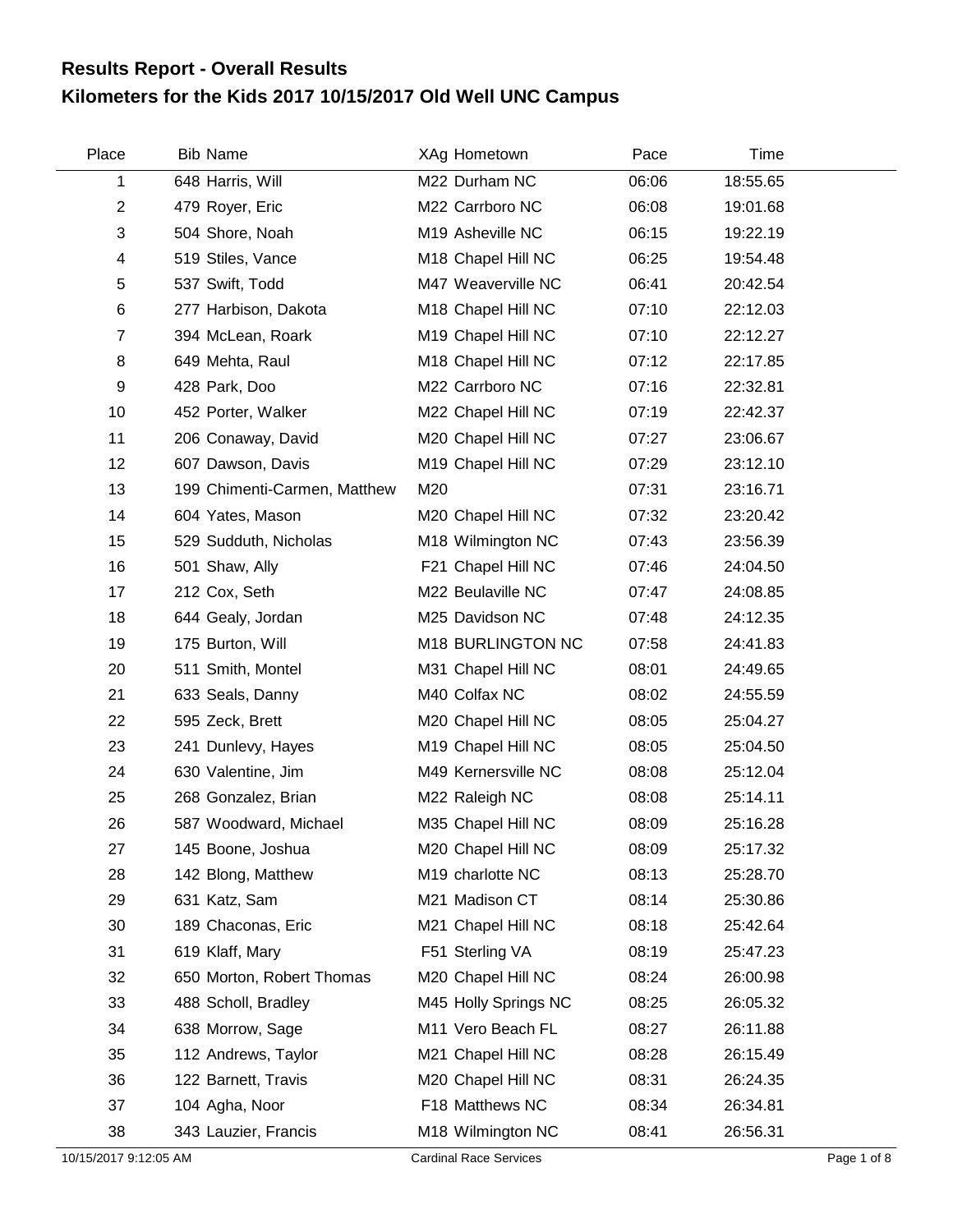# Results Report - Overall Results
## Kilometers for the Kids 2017 10/15/2017 Old Well UNC Campus

| Place | Bib | Name | XAg | Hometown | Pace | Time |
|---|---|---|---|---|---|---|
| 1 | 648 | Harris, Will | M22 | Durham NC | 06:06 | 18:55.65 |
| 2 | 479 | Royer, Eric | M22 | Carrboro NC | 06:08 | 19:01.68 |
| 3 | 504 | Shore, Noah | M19 | Asheville NC | 06:15 | 19:22.19 |
| 4 | 519 | Stiles, Vance | M18 | Chapel Hill NC | 06:25 | 19:54.48 |
| 5 | 537 | Swift, Todd | M47 | Weaverville NC | 06:41 | 20:42.54 |
| 6 | 277 | Harbison, Dakota | M18 | Chapel Hill NC | 07:10 | 22:12.03 |
| 7 | 394 | McLean, Roark | M19 | Chapel Hill NC | 07:10 | 22:12.27 |
| 8 | 649 | Mehta, Raul | M18 | Chapel Hill NC | 07:12 | 22:17.85 |
| 9 | 428 | Park, Doo | M22 | Carrboro NC | 07:16 | 22:32.81 |
| 10 | 452 | Porter, Walker | M22 | Chapel Hill NC | 07:19 | 22:42.37 |
| 11 | 206 | Conaway, David | M20 | Chapel Hill NC | 07:27 | 23:06.67 |
| 12 | 607 | Dawson, Davis | M19 | Chapel Hill NC | 07:29 | 23:12.10 |
| 13 | 199 | Chimenti-Carmen, Matthew | M20 | | 07:31 | 23:16.71 |
| 14 | 604 | Yates, Mason | M20 | Chapel Hill NC | 07:32 | 23:20.42 |
| 15 | 529 | Sudduth, Nicholas | M18 | Wilmington NC | 07:43 | 23:56.39 |
| 16 | 501 | Shaw, Ally | F21 | Chapel Hill NC | 07:46 | 24:04.50 |
| 17 | 212 | Cox, Seth | M22 | Beulaville NC | 07:47 | 24:08.85 |
| 18 | 644 | Gealy, Jordan | M25 | Davidson NC | 07:48 | 24:12.35 |
| 19 | 175 | Burton, Will | M18 | BURLINGTON NC | 07:58 | 24:41.83 |
| 20 | 511 | Smith, Montel | M31 | Chapel Hill NC | 08:01 | 24:49.65 |
| 21 | 633 | Seals, Danny | M40 | Colfax NC | 08:02 | 24:55.59 |
| 22 | 595 | Zeck, Brett | M20 | Chapel Hill NC | 08:05 | 25:04.27 |
| 23 | 241 | Dunlevy, Hayes | M19 | Chapel Hill NC | 08:05 | 25:04.50 |
| 24 | 630 | Valentine, Jim | M49 | Kernersville NC | 08:08 | 25:12.04 |
| 25 | 268 | Gonzalez, Brian | M22 | Raleigh NC | 08:08 | 25:14.11 |
| 26 | 587 | Woodward, Michael | M35 | Chapel Hill NC | 08:09 | 25:16.28 |
| 27 | 145 | Boone, Joshua | M20 | Chapel Hill NC | 08:09 | 25:17.32 |
| 28 | 142 | Blong, Matthew | M19 | charlotte NC | 08:13 | 25:28.70 |
| 29 | 631 | Katz, Sam | M21 | Madison CT | 08:14 | 25:30.86 |
| 30 | 189 | Chaconas, Eric | M21 | Chapel Hill NC | 08:18 | 25:42.64 |
| 31 | 619 | Klaff, Mary | F51 | Sterling VA | 08:19 | 25:47.23 |
| 32 | 650 | Morton, Robert Thomas | M20 | Chapel Hill NC | 08:24 | 26:00.98 |
| 33 | 488 | Scholl, Bradley | M45 | Holly Springs NC | 08:25 | 26:05.32 |
| 34 | 638 | Morrow, Sage | M11 | Vero Beach FL | 08:27 | 26:11.88 |
| 35 | 112 | Andrews, Taylor | M21 | Chapel Hill NC | 08:28 | 26:15.49 |
| 36 | 122 | Barnett, Travis | M20 | Chapel Hill NC | 08:31 | 26:24.35 |
| 37 | 104 | Agha, Noor | F18 | Matthews NC | 08:34 | 26:34.81 |
| 38 | 343 | Lauzier, Francis | M18 | Wilmington NC | 08:41 | 26:56.31 |

10/15/2017 9:12:05 AM Cardinal Race Services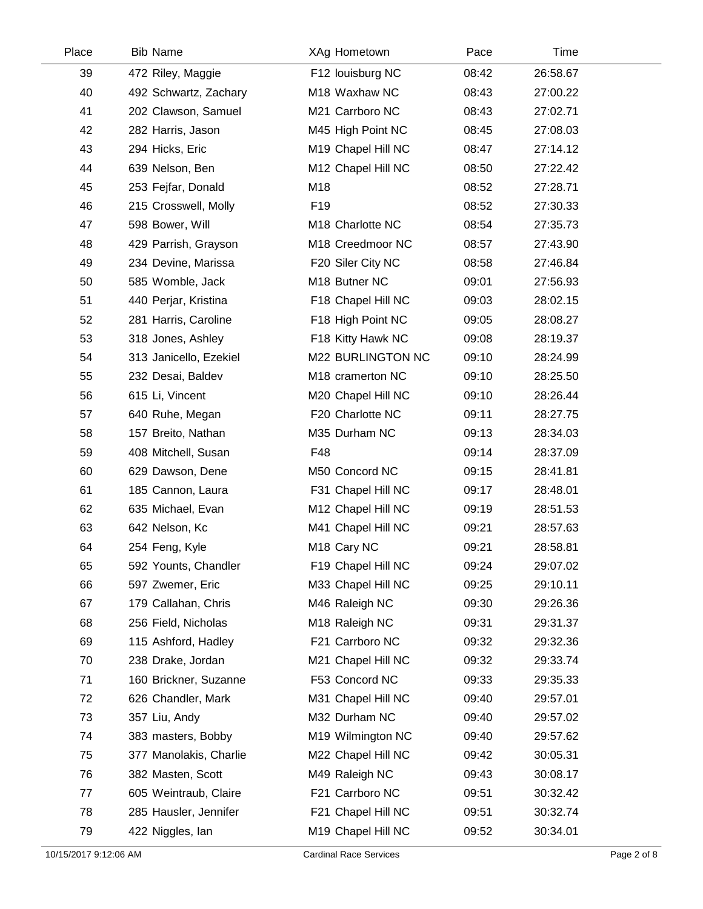| Place | Bib | Name | XAg | Hometown | Pace | Time |
|---|---|---|---|---|---|---|
| 39 | 472 | Riley, Maggie | F12 | louisburg NC | 08:42 | 26:58.67 |
| 40 | 492 | Schwartz, Zachary | M18 | Waxhaw NC | 08:43 | 27:00.22 |
| 41 | 202 | Clawson, Samuel | M21 | Carrboro NC | 08:43 | 27:02.71 |
| 42 | 282 | Harris, Jason | M45 | High Point NC | 08:45 | 27:08.03 |
| 43 | 294 | Hicks, Eric | M19 | Chapel Hill NC | 08:47 | 27:14.12 |
| 44 | 639 | Nelson, Ben | M12 | Chapel Hill NC | 08:50 | 27:22.42 |
| 45 | 253 | Fejfar, Donald | M18 | | 08:52 | 27:28.71 |
| 46 | 215 | Crosswell, Molly | F19 | | 08:52 | 27:30.33 |
| 47 | 598 | Bower, Will | M18 | Charlotte NC | 08:54 | 27:35.73 |
| 48 | 429 | Parrish, Grayson | M18 | Creedmoor NC | 08:57 | 27:43.90 |
| 49 | 234 | Devine, Marissa | F20 | Siler City NC | 08:58 | 27:46.84 |
| 50 | 585 | Womble, Jack | M18 | Butner NC | 09:01 | 27:56.93 |
| 51 | 440 | Perjar, Kristina | F18 | Chapel Hill NC | 09:03 | 28:02.15 |
| 52 | 281 | Harris, Caroline | F18 | High Point NC | 09:05 | 28:08.27 |
| 53 | 318 | Jones, Ashley | F18 | Kitty Hawk NC | 09:08 | 28:19.37 |
| 54 | 313 | Janicello, Ezekiel | M22 | BURLINGTON NC | 09:10 | 28:24.99 |
| 55 | 232 | Desai, Baldev | M18 | cramerton NC | 09:10 | 28:25.50 |
| 56 | 615 | Li, Vincent | M20 | Chapel Hill NC | 09:10 | 28:26.44 |
| 57 | 640 | Ruhe, Megan | F20 | Charlotte NC | 09:11 | 28:27.75 |
| 58 | 157 | Breito, Nathan | M35 | Durham NC | 09:13 | 28:34.03 |
| 59 | 408 | Mitchell, Susan | F48 | | 09:14 | 28:37.09 |
| 60 | 629 | Dawson, Dene | M50 | Concord NC | 09:15 | 28:41.81 |
| 61 | 185 | Cannon, Laura | F31 | Chapel Hill NC | 09:17 | 28:48.01 |
| 62 | 635 | Michael, Evan | M12 | Chapel Hill NC | 09:19 | 28:51.53 |
| 63 | 642 | Nelson, Kc | M41 | Chapel Hill NC | 09:21 | 28:57.63 |
| 64 | 254 | Feng, Kyle | M18 | Cary NC | 09:21 | 28:58.81 |
| 65 | 592 | Younts, Chandler | F19 | Chapel Hill NC | 09:24 | 29:07.02 |
| 66 | 597 | Zwemer, Eric | M33 | Chapel Hill NC | 09:25 | 29:10.11 |
| 67 | 179 | Callahan, Chris | M46 | Raleigh NC | 09:30 | 29:26.36 |
| 68 | 256 | Field, Nicholas | M18 | Raleigh NC | 09:31 | 29:31.37 |
| 69 | 115 | Ashford, Hadley | F21 | Carrboro NC | 09:32 | 29:32.36 |
| 70 | 238 | Drake, Jordan | M21 | Chapel Hill NC | 09:32 | 29:33.74 |
| 71 | 160 | Brickner, Suzanne | F53 | Concord NC | 09:33 | 29:35.33 |
| 72 | 626 | Chandler, Mark | M31 | Chapel Hill NC | 09:40 | 29:57.01 |
| 73 | 357 | Liu, Andy | M32 | Durham NC | 09:40 | 29:57.02 |
| 74 | 383 | masters, Bobby | M19 | Wilmington NC | 09:40 | 29:57.62 |
| 75 | 377 | Manolakis, Charlie | M22 | Chapel Hill NC | 09:42 | 30:05.31 |
| 76 | 382 | Masten, Scott | M49 | Raleigh NC | 09:43 | 30:08.17 |
| 77 | 605 | Weintraub, Claire | F21 | Carrboro NC | 09:51 | 30:32.42 |
| 78 | 285 | Hausler, Jennifer | F21 | Chapel Hill NC | 09:51 | 30:32.74 |
| 79 | 422 | Niggles, Ian | M19 | Chapel Hill NC | 09:52 | 30:34.01 |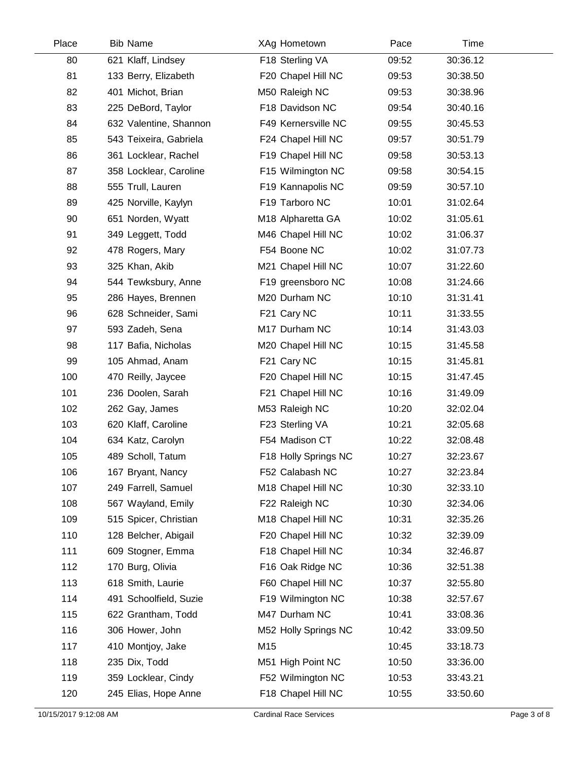| Place | Bib | Name | XAg | Hometown | Pace | Time |
|---|---|---|---|---|---|---|
| 80 | 621 | Klaff, Lindsey | F18 | Sterling VA | 09:52 | 30:36.12 |
| 81 | 133 | Berry, Elizabeth | F20 | Chapel Hill NC | 09:53 | 30:38.50 |
| 82 | 401 | Michot, Brian | M50 | Raleigh NC | 09:53 | 30:38.96 |
| 83 | 225 | DeBord, Taylor | F18 | Davidson NC | 09:54 | 30:40.16 |
| 84 | 632 | Valentine, Shannon | F49 | Kernersville NC | 09:55 | 30:45.53 |
| 85 | 543 | Teixeira, Gabriela | F24 | Chapel Hill NC | 09:57 | 30:51.79 |
| 86 | 361 | Locklear, Rachel | F19 | Chapel Hill NC | 09:58 | 30:53.13 |
| 87 | 358 | Locklear, Caroline | F15 | Wilmington NC | 09:58 | 30:54.15 |
| 88 | 555 | Trull, Lauren | F19 | Kannapolis NC | 09:59 | 30:57.10 |
| 89 | 425 | Norville, Kaylyn | F19 | Tarboro NC | 10:01 | 31:02.64 |
| 90 | 651 | Norden, Wyatt | M18 | Alpharetta GA | 10:02 | 31:05.61 |
| 91 | 349 | Leggett, Todd | M46 | Chapel Hill NC | 10:02 | 31:06.37 |
| 92 | 478 | Rogers, Mary | F54 | Boone NC | 10:02 | 31:07.73 |
| 93 | 325 | Khan, Akib | M21 | Chapel Hill NC | 10:07 | 31:22.60 |
| 94 | 544 | Tewksbury, Anne | F19 | greensboro NC | 10:08 | 31:24.66 |
| 95 | 286 | Hayes, Brennen | M20 | Durham NC | 10:10 | 31:31.41 |
| 96 | 628 | Schneider, Sami | F21 | Cary NC | 10:11 | 31:33.55 |
| 97 | 593 | Zadeh, Sena | M17 | Durham NC | 10:14 | 31:43.03 |
| 98 | 117 | Bafia, Nicholas | M20 | Chapel Hill NC | 10:15 | 31:45.58 |
| 99 | 105 | Ahmad, Anam | F21 | Cary NC | 10:15 | 31:45.81 |
| 100 | 470 | Reilly, Jaycee | F20 | Chapel Hill NC | 10:15 | 31:47.45 |
| 101 | 236 | Doolen, Sarah | F21 | Chapel Hill NC | 10:16 | 31:49.09 |
| 102 | 262 | Gay, James | M53 | Raleigh NC | 10:20 | 32:02.04 |
| 103 | 620 | Klaff, Caroline | F23 | Sterling VA | 10:21 | 32:05.68 |
| 104 | 634 | Katz, Carolyn | F54 | Madison CT | 10:22 | 32:08.48 |
| 105 | 489 | Scholl, Tatum | F18 | Holly Springs NC | 10:27 | 32:23.67 |
| 106 | 167 | Bryant, Nancy | F52 | Calabash NC | 10:27 | 32:23.84 |
| 107 | 249 | Farrell, Samuel | M18 | Chapel Hill NC | 10:30 | 32:33.10 |
| 108 | 567 | Wayland, Emily | F22 | Raleigh NC | 10:30 | 32:34.06 |
| 109 | 515 | Spicer, Christian | M18 | Chapel Hill NC | 10:31 | 32:35.26 |
| 110 | 128 | Belcher, Abigail | F20 | Chapel Hill NC | 10:32 | 32:39.09 |
| 111 | 609 | Stogner, Emma | F18 | Chapel Hill NC | 10:34 | 32:46.87 |
| 112 | 170 | Burg, Olivia | F16 | Oak Ridge NC | 10:36 | 32:51.38 |
| 113 | 618 | Smith, Laurie | F60 | Chapel Hill NC | 10:37 | 32:55.80 |
| 114 | 491 | Schoolfield, Suzie | F19 | Wilmington NC | 10:38 | 32:57.67 |
| 115 | 622 | Grantham, Todd | M47 | Durham NC | 10:41 | 33:08.36 |
| 116 | 306 | Hower, John | M52 | Holly Springs NC | 10:42 | 33:09.50 |
| 117 | 410 | Montjoy, Jake | M15 | | 10:45 | 33:18.73 |
| 118 | 235 | Dix, Todd | M51 | High Point NC | 10:50 | 33:36.00 |
| 119 | 359 | Locklear, Cindy | F52 | Wilmington NC | 10:53 | 33:43.21 |
| 120 | 245 | Elias, Hope Anne | F18 | Chapel Hill NC | 10:55 | 33:50.60 |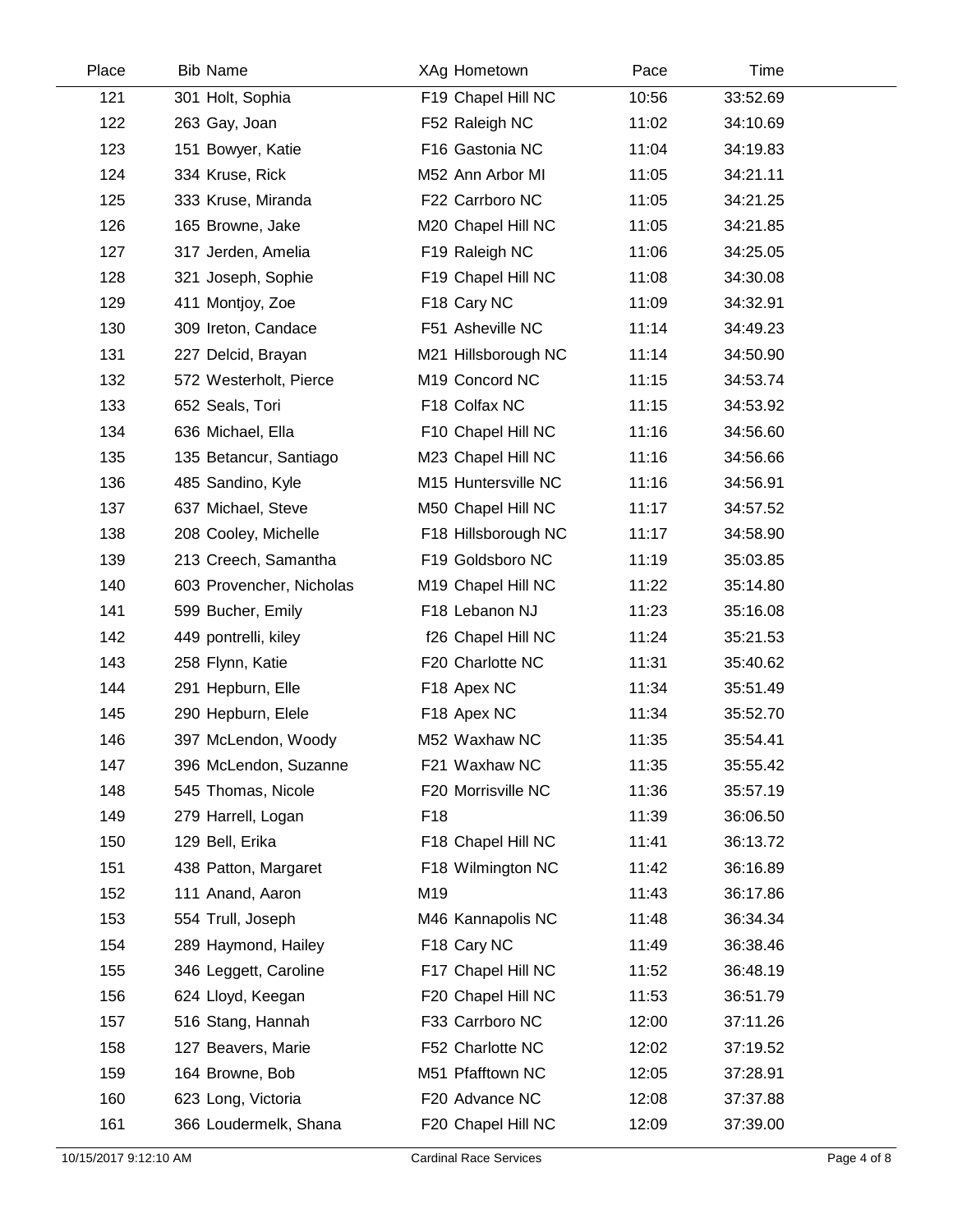| Place | Bib | Name | XAg | Hometown | Pace | Time |
|---|---|---|---|---|---|---|
| 121 | 301 | Holt, Sophia | F19 | Chapel Hill NC | 10:56 | 33:52.69 |
| 122 | 263 | Gay, Joan | F52 | Raleigh NC | 11:02 | 34:10.69 |
| 123 | 151 | Bowyer, Katie | F16 | Gastonia NC | 11:04 | 34:19.83 |
| 124 | 334 | Kruse, Rick | M52 | Ann Arbor MI | 11:05 | 34:21.11 |
| 125 | 333 | Kruse, Miranda | F22 | Carrboro NC | 11:05 | 34:21.25 |
| 126 | 165 | Browne, Jake | M20 | Chapel Hill NC | 11:05 | 34:21.85 |
| 127 | 317 | Jerden, Amelia | F19 | Raleigh NC | 11:06 | 34:25.05 |
| 128 | 321 | Joseph, Sophie | F19 | Chapel Hill NC | 11:08 | 34:30.08 |
| 129 | 411 | Montjoy, Zoe | F18 | Cary NC | 11:09 | 34:32.91 |
| 130 | 309 | Ireton, Candace | F51 | Asheville NC | 11:14 | 34:49.23 |
| 131 | 227 | Delcid, Brayan | M21 | Hillsborough NC | 11:14 | 34:50.90 |
| 132 | 572 | Westerholt, Pierce | M19 | Concord NC | 11:15 | 34:53.74 |
| 133 | 652 | Seals, Tori | F18 | Colfax NC | 11:15 | 34:53.92 |
| 134 | 636 | Michael, Ella | F10 | Chapel Hill NC | 11:16 | 34:56.60 |
| 135 | 135 | Betancur, Santiago | M23 | Chapel Hill NC | 11:16 | 34:56.66 |
| 136 | 485 | Sandino, Kyle | M15 | Huntersville NC | 11:16 | 34:56.91 |
| 137 | 637 | Michael, Steve | M50 | Chapel Hill NC | 11:17 | 34:57.52 |
| 138 | 208 | Cooley, Michelle | F18 | Hillsborough NC | 11:17 | 34:58.90 |
| 139 | 213 | Creech, Samantha | F19 | Goldsboro NC | 11:19 | 35:03.85 |
| 140 | 603 | Provencher, Nicholas | M19 | Chapel Hill NC | 11:22 | 35:14.80 |
| 141 | 599 | Bucher, Emily | F18 | Lebanon NJ | 11:23 | 35:16.08 |
| 142 | 449 | pontrelli, kiley | f26 | Chapel Hill NC | 11:24 | 35:21.53 |
| 143 | 258 | Flynn, Katie | F20 | Charlotte NC | 11:31 | 35:40.62 |
| 144 | 291 | Hepburn, Elle | F18 | Apex NC | 11:34 | 35:51.49 |
| 145 | 290 | Hepburn, Elele | F18 | Apex NC | 11:34 | 35:52.70 |
| 146 | 397 | McLendon, Woody | M52 | Waxhaw NC | 11:35 | 35:54.41 |
| 147 | 396 | McLendon, Suzanne | F21 | Waxhaw NC | 11:35 | 35:55.42 |
| 148 | 545 | Thomas, Nicole | F20 | Morrisville NC | 11:36 | 35:57.19 |
| 149 | 279 | Harrell, Logan | F18 | | 11:39 | 36:06.50 |
| 150 | 129 | Bell, Erika | F18 | Chapel Hill NC | 11:41 | 36:13.72 |
| 151 | 438 | Patton, Margaret | F18 | Wilmington NC | 11:42 | 36:16.89 |
| 152 | 111 | Anand, Aaron | M19 | | 11:43 | 36:17.86 |
| 153 | 554 | Trull, Joseph | M46 | Kannapolis NC | 11:48 | 36:34.34 |
| 154 | 289 | Haymond, Hailey | F18 | Cary NC | 11:49 | 36:38.46 |
| 155 | 346 | Leggett, Caroline | F17 | Chapel Hill NC | 11:52 | 36:48.19 |
| 156 | 624 | Lloyd, Keegan | F20 | Chapel Hill NC | 11:53 | 36:51.79 |
| 157 | 516 | Stang, Hannah | F33 | Carrboro NC | 12:00 | 37:11.26 |
| 158 | 127 | Beavers, Marie | F52 | Charlotte NC | 12:02 | 37:19.52 |
| 159 | 164 | Browne, Bob | M51 | Pfafftown NC | 12:05 | 37:28.91 |
| 160 | 623 | Long, Victoria | F20 | Advance NC | 12:08 | 37:37.88 |
| 161 | 366 | Loudermelk, Shana | F20 | Chapel Hill NC | 12:09 | 37:39.00 |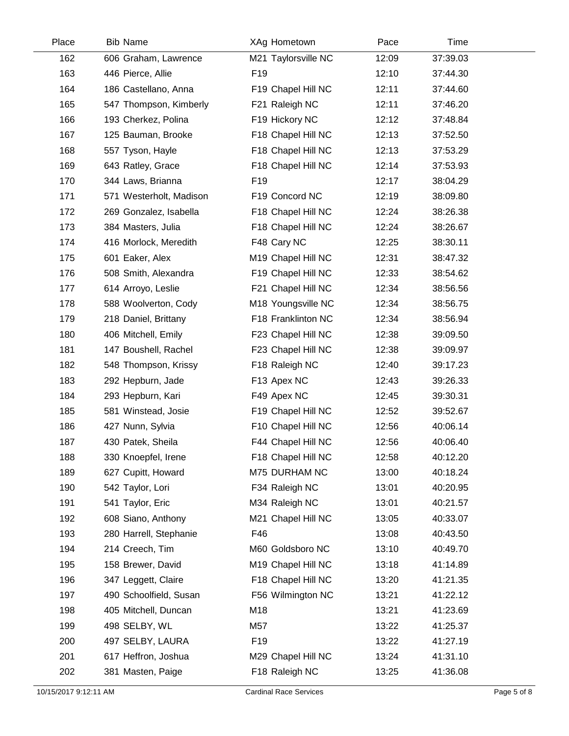| Place | Bib | Name | XAg | Hometown | Pace | Time |
|---|---|---|---|---|---|---|
| 162 | 606 | Graham, Lawrence | M21 | Taylorsville NC | 12:09 | 37:39.03 |
| 163 | 446 | Pierce, Allie | F19 | | 12:10 | 37:44.30 |
| 164 | 186 | Castellano, Anna | F19 | Chapel Hill NC | 12:11 | 37:44.60 |
| 165 | 547 | Thompson, Kimberly | F21 | Raleigh NC | 12:11 | 37:46.20 |
| 166 | 193 | Cherkez, Polina | F19 | Hickory NC | 12:12 | 37:48.84 |
| 167 | 125 | Bauman, Brooke | F18 | Chapel Hill NC | 12:13 | 37:52.50 |
| 168 | 557 | Tyson, Hayle | F18 | Chapel Hill NC | 12:13 | 37:53.29 |
| 169 | 643 | Ratley, Grace | F18 | Chapel Hill NC | 12:14 | 37:53.93 |
| 170 | 344 | Laws, Brianna | F19 | | 12:17 | 38:04.29 |
| 171 | 571 | Westerholt, Madison | F19 | Concord NC | 12:19 | 38:09.80 |
| 172 | 269 | Gonzalez, Isabella | F18 | Chapel Hill NC | 12:24 | 38:26.38 |
| 173 | 384 | Masters, Julia | F18 | Chapel Hill NC | 12:24 | 38:26.67 |
| 174 | 416 | Morlock, Meredith | F48 | Cary NC | 12:25 | 38:30.11 |
| 175 | 601 | Eaker, Alex | M19 | Chapel Hill NC | 12:31 | 38:47.32 |
| 176 | 508 | Smith, Alexandra | F19 | Chapel Hill NC | 12:33 | 38:54.62 |
| 177 | 614 | Arroyo, Leslie | F21 | Chapel Hill NC | 12:34 | 38:56.56 |
| 178 | 588 | Woolverton, Cody | M18 | Youngsville NC | 12:34 | 38:56.75 |
| 179 | 218 | Daniel, Brittany | F18 | Franklinton NC | 12:34 | 38:56.94 |
| 180 | 406 | Mitchell, Emily | F23 | Chapel Hill NC | 12:38 | 39:09.50 |
| 181 | 147 | Boushell, Rachel | F23 | Chapel Hill NC | 12:38 | 39:09.97 |
| 182 | 548 | Thompson, Krissy | F18 | Raleigh NC | 12:40 | 39:17.23 |
| 183 | 292 | Hepburn, Jade | F13 | Apex NC | 12:43 | 39:26.33 |
| 184 | 293 | Hepburn, Kari | F49 | Apex NC | 12:45 | 39:30.31 |
| 185 | 581 | Winstead, Josie | F19 | Chapel Hill NC | 12:52 | 39:52.67 |
| 186 | 427 | Nunn, Sylvia | F10 | Chapel Hill NC | 12:56 | 40:06.14 |
| 187 | 430 | Patek, Sheila | F44 | Chapel Hill NC | 12:56 | 40:06.40 |
| 188 | 330 | Knoepfel, Irene | F18 | Chapel Hill NC | 12:58 | 40:12.20 |
| 189 | 627 | Cupitt, Howard | M75 | DURHAM NC | 13:00 | 40:18.24 |
| 190 | 542 | Taylor, Lori | F34 | Raleigh NC | 13:01 | 40:20.95 |
| 191 | 541 | Taylor, Eric | M34 | Raleigh NC | 13:01 | 40:21.57 |
| 192 | 608 | Siano, Anthony | M21 | Chapel Hill NC | 13:05 | 40:33.07 |
| 193 | 280 | Harrell, Stephanie | F46 | | 13:08 | 40:43.50 |
| 194 | 214 | Creech, Tim | M60 | Goldsboro NC | 13:10 | 40:49.70 |
| 195 | 158 | Brewer, David | M19 | Chapel Hill NC | 13:18 | 41:14.89 |
| 196 | 347 | Leggett, Claire | F18 | Chapel Hill NC | 13:20 | 41:21.35 |
| 197 | 490 | Schoolfield, Susan | F56 | Wilmington NC | 13:21 | 41:22.12 |
| 198 | 405 | Mitchell, Duncan | M18 | | 13:21 | 41:23.69 |
| 199 | 498 | SELBY, WL | M57 | | 13:22 | 41:25.37 |
| 200 | 497 | SELBY, LAURA | F19 | | 13:22 | 41:27.19 |
| 201 | 617 | Heffron, Joshua | M29 | Chapel Hill NC | 13:24 | 41:31.10 |
| 202 | 381 | Masten, Paige | F18 | Raleigh NC | 13:25 | 41:36.08 |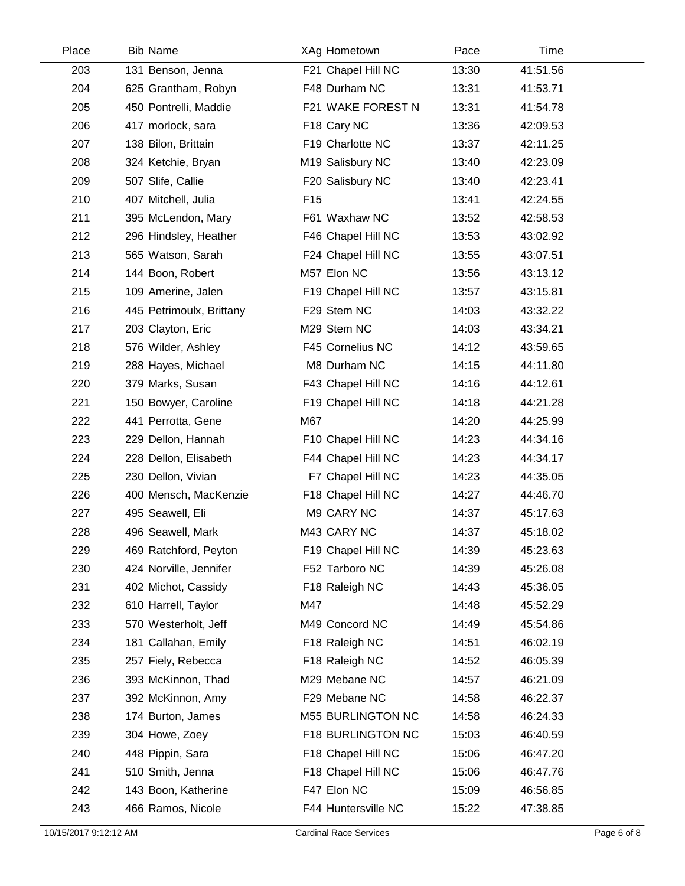| Place | Bib | Name | XAg | Hometown | Pace | Time |
|---|---|---|---|---|---|---|
| 203 | 131 | Benson, Jenna | F21 | Chapel Hill NC | 13:30 | 41:51.56 |
| 204 | 625 | Grantham, Robyn | F48 | Durham NC | 13:31 | 41:53.71 |
| 205 | 450 | Pontrelli, Maddie | F21 | WAKE FOREST N | 13:31 | 41:54.78 |
| 206 | 417 | morlock, sara | F18 | Cary NC | 13:36 | 42:09.53 |
| 207 | 138 | Bilon, Brittain | F19 | Charlotte NC | 13:37 | 42:11.25 |
| 208 | 324 | Ketchie, Bryan | M19 | Salisbury NC | 13:40 | 42:23.09 |
| 209 | 507 | Slife, Callie | F20 | Salisbury NC | 13:40 | 42:23.41 |
| 210 | 407 | Mitchell, Julia | F15 | | 13:41 | 42:24.55 |
| 211 | 395 | McLendon, Mary | F61 | Waxhaw NC | 13:52 | 42:58.53 |
| 212 | 296 | Hindsley, Heather | F46 | Chapel Hill NC | 13:53 | 43:02.92 |
| 213 | 565 | Watson, Sarah | F24 | Chapel Hill NC | 13:55 | 43:07.51 |
| 214 | 144 | Boon, Robert | M57 | Elon NC | 13:56 | 43:13.12 |
| 215 | 109 | Amerine, Jalen | F19 | Chapel Hill NC | 13:57 | 43:15.81 |
| 216 | 445 | Petrimoulx, Brittany | F29 | Stem NC | 14:03 | 43:32.22 |
| 217 | 203 | Clayton, Eric | M29 | Stem NC | 14:03 | 43:34.21 |
| 218 | 576 | Wilder, Ashley | F45 | Cornelius NC | 14:12 | 43:59.65 |
| 219 | 288 | Hayes, Michael | M8 | Durham NC | 14:15 | 44:11.80 |
| 220 | 379 | Marks, Susan | F43 | Chapel Hill NC | 14:16 | 44:12.61 |
| 221 | 150 | Bowyer, Caroline | F19 | Chapel Hill NC | 14:18 | 44:21.28 |
| 222 | 441 | Perrotta, Gene | M67 | | 14:20 | 44:25.99 |
| 223 | 229 | Dellon, Hannah | F10 | Chapel Hill NC | 14:23 | 44:34.16 |
| 224 | 228 | Dellon, Elisabeth | F44 | Chapel Hill NC | 14:23 | 44:34.17 |
| 225 | 230 | Dellon, Vivian | F7 | Chapel Hill NC | 14:23 | 44:35.05 |
| 226 | 400 | Mensch, MacKenzie | F18 | Chapel Hill NC | 14:27 | 44:46.70 |
| 227 | 495 | Seawell, Eli | M9 | CARY NC | 14:37 | 45:17.63 |
| 228 | 496 | Seawell, Mark | M43 | CARY NC | 14:37 | 45:18.02 |
| 229 | 469 | Ratchford, Peyton | F19 | Chapel Hill NC | 14:39 | 45:23.63 |
| 230 | 424 | Norville, Jennifer | F52 | Tarboro NC | 14:39 | 45:26.08 |
| 231 | 402 | Michot, Cassidy | F18 | Raleigh NC | 14:43 | 45:36.05 |
| 232 | 610 | Harrell, Taylor | M47 | | 14:48 | 45:52.29 |
| 233 | 570 | Westerholt, Jeff | M49 | Concord NC | 14:49 | 45:54.86 |
| 234 | 181 | Callahan, Emily | F18 | Raleigh NC | 14:51 | 46:02.19 |
| 235 | 257 | Fiely, Rebecca | F18 | Raleigh NC | 14:52 | 46:05.39 |
| 236 | 393 | McKinnon, Thad | M29 | Mebane NC | 14:57 | 46:21.09 |
| 237 | 392 | McKinnon, Amy | F29 | Mebane NC | 14:58 | 46:22.37 |
| 238 | 174 | Burton, James | M55 | BURLINGTON NC | 14:58 | 46:24.33 |
| 239 | 304 | Howe, Zoey | F18 | BURLINGTON NC | 15:03 | 46:40.59 |
| 240 | 448 | Pippin, Sara | F18 | Chapel Hill NC | 15:06 | 46:47.20 |
| 241 | 510 | Smith, Jenna | F18 | Chapel Hill NC | 15:06 | 46:47.76 |
| 242 | 143 | Boon, Katherine | F47 | Elon NC | 15:09 | 46:56.85 |
| 243 | 466 | Ramos, Nicole | F44 | Huntersville NC | 15:22 | 47:38.85 |

10/15/2017 9:12:12 AM — Cardinal Race Services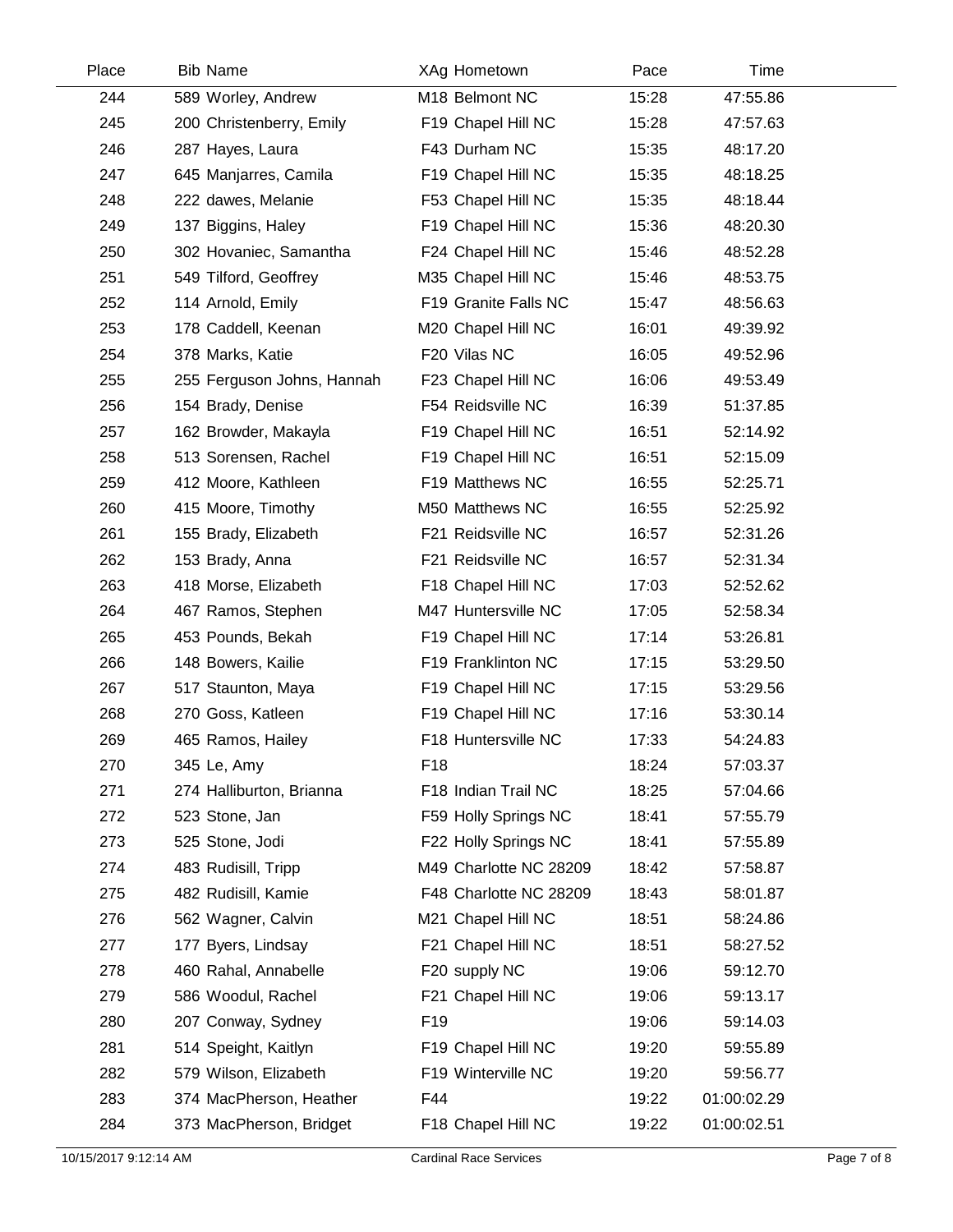| Place | Bib | Name | XAg | Hometown | Pace | Time |
|---|---|---|---|---|---|---|
| 244 | 589 | Worley, Andrew | M18 | Belmont NC | 15:28 | 47:55.86 |
| 245 | 200 | Christenberry, Emily | F19 | Chapel Hill NC | 15:28 | 47:57.63 |
| 246 | 287 | Hayes, Laura | F43 | Durham NC | 15:35 | 48:17.20 |
| 247 | 645 | Manjarres, Camila | F19 | Chapel Hill NC | 15:35 | 48:18.25 |
| 248 | 222 | dawes, Melanie | F53 | Chapel Hill NC | 15:35 | 48:18.44 |
| 249 | 137 | Biggins, Haley | F19 | Chapel Hill NC | 15:36 | 48:20.30 |
| 250 | 302 | Hovaniec, Samantha | F24 | Chapel Hill NC | 15:46 | 48:52.28 |
| 251 | 549 | Tilford, Geoffrey | M35 | Chapel Hill NC | 15:46 | 48:53.75 |
| 252 | 114 | Arnold, Emily | F19 | Granite Falls NC | 15:47 | 48:56.63 |
| 253 | 178 | Caddell, Keenan | M20 | Chapel Hill NC | 16:01 | 49:39.92 |
| 254 | 378 | Marks, Katie | F20 | Vilas NC | 16:05 | 49:52.96 |
| 255 | 255 | Ferguson Johns, Hannah | F23 | Chapel Hill NC | 16:06 | 49:53.49 |
| 256 | 154 | Brady, Denise | F54 | Reidsville NC | 16:39 | 51:37.85 |
| 257 | 162 | Browder, Makayla | F19 | Chapel Hill NC | 16:51 | 52:14.92 |
| 258 | 513 | Sorensen, Rachel | F19 | Chapel Hill NC | 16:51 | 52:15.09 |
| 259 | 412 | Moore, Kathleen | F19 | Matthews NC | 16:55 | 52:25.71 |
| 260 | 415 | Moore, Timothy | M50 | Matthews NC | 16:55 | 52:25.92 |
| 261 | 155 | Brady, Elizabeth | F21 | Reidsville NC | 16:57 | 52:31.26 |
| 262 | 153 | Brady, Anna | F21 | Reidsville NC | 16:57 | 52:31.34 |
| 263 | 418 | Morse, Elizabeth | F18 | Chapel Hill NC | 17:03 | 52:52.62 |
| 264 | 467 | Ramos, Stephen | M47 | Huntersville NC | 17:05 | 52:58.34 |
| 265 | 453 | Pounds, Bekah | F19 | Chapel Hill NC | 17:14 | 53:26.81 |
| 266 | 148 | Bowers, Kailie | F19 | Franklinton NC | 17:15 | 53:29.50 |
| 267 | 517 | Staunton, Maya | F19 | Chapel Hill NC | 17:15 | 53:29.56 |
| 268 | 270 | Goss, Katleen | F19 | Chapel Hill NC | 17:16 | 53:30.14 |
| 269 | 465 | Ramos, Hailey | F18 | Huntersville NC | 17:33 | 54:24.83 |
| 270 | 345 | Le, Amy | F18 | | 18:24 | 57:03.37 |
| 271 | 274 | Halliburton, Brianna | F18 | Indian Trail NC | 18:25 | 57:04.66 |
| 272 | 523 | Stone, Jan | F59 | Holly Springs NC | 18:41 | 57:55.79 |
| 273 | 525 | Stone, Jodi | F22 | Holly Springs NC | 18:41 | 57:55.89 |
| 274 | 483 | Rudisill, Tripp | M49 | Charlotte NC 28209 | 18:42 | 57:58.87 |
| 275 | 482 | Rudisill, Kamie | F48 | Charlotte NC 28209 | 18:43 | 58:01.87 |
| 276 | 562 | Wagner, Calvin | M21 | Chapel Hill NC | 18:51 | 58:24.86 |
| 277 | 177 | Byers, Lindsay | F21 | Chapel Hill NC | 18:51 | 58:27.52 |
| 278 | 460 | Rahal, Annabelle | F20 | supply NC | 19:06 | 59:12.70 |
| 279 | 586 | Woodul, Rachel | F21 | Chapel Hill NC | 19:06 | 59:13.17 |
| 280 | 207 | Conway, Sydney | F19 | | 19:06 | 59:14.03 |
| 281 | 514 | Speight, Kaitlyn | F19 | Chapel Hill NC | 19:20 | 59:55.89 |
| 282 | 579 | Wilson, Elizabeth | F19 | Winterville NC | 19:20 | 59:56.77 |
| 283 | 374 | MacPherson, Heather | F44 | | 19:22 | 01:00:02.29 |
| 284 | 373 | MacPherson, Bridget | F18 | Chapel Hill NC | 19:22 | 01:00:02.51 |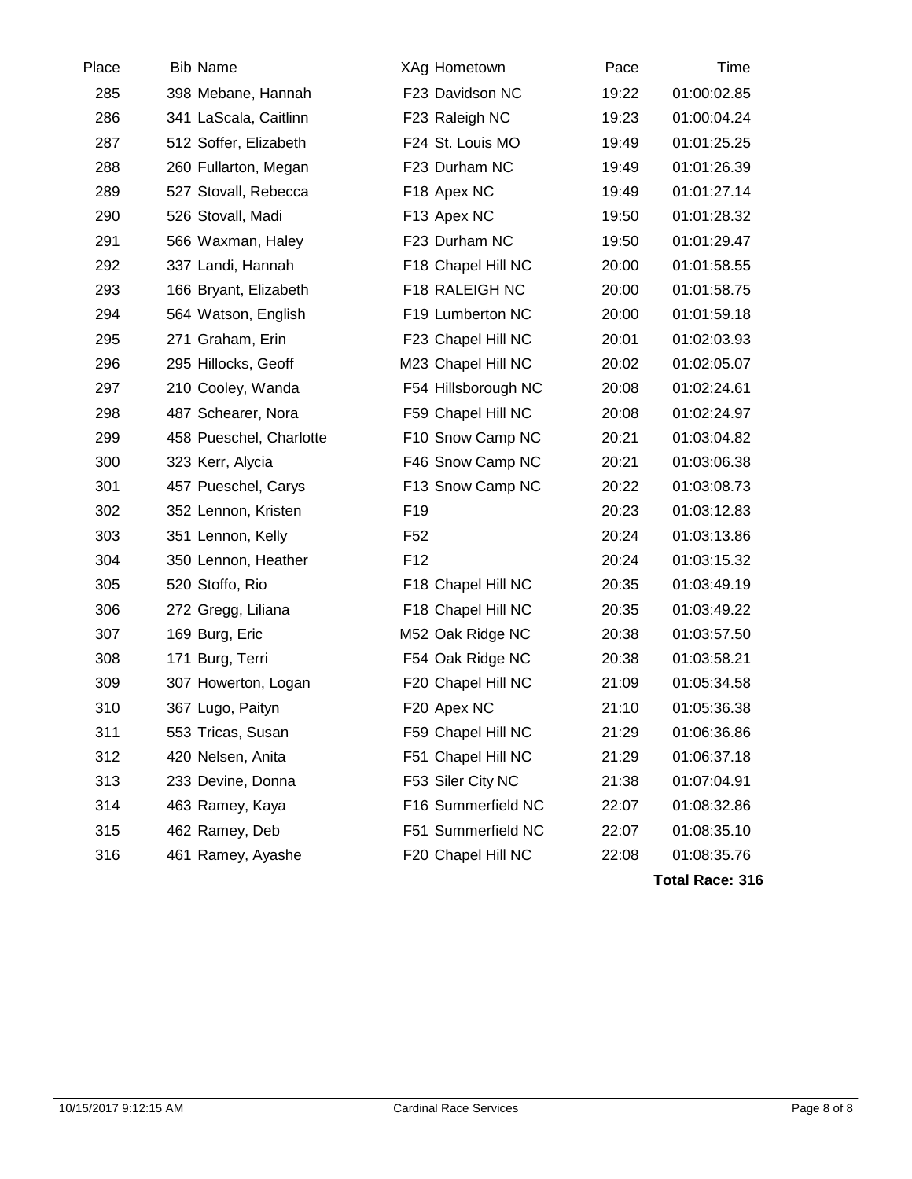| Place | Bib | Name | XAg | Hometown | Pace | Time |
|---|---|---|---|---|---|---|
| 285 | 398 | Mebane, Hannah | F23 | Davidson NC | 19:22 | 01:00:02.85 |
| 286 | 341 | LaScala, Caitlinn | F23 | Raleigh NC | 19:23 | 01:00:04.24 |
| 287 | 512 | Soffer, Elizabeth | F24 | St. Louis MO | 19:49 | 01:01:25.25 |
| 288 | 260 | Fullarton, Megan | F23 | Durham NC | 19:49 | 01:01:26.39 |
| 289 | 527 | Stovall, Rebecca | F18 | Apex NC | 19:49 | 01:01:27.14 |
| 290 | 526 | Stovall, Madi | F13 | Apex NC | 19:50 | 01:01:28.32 |
| 291 | 566 | Waxman, Haley | F23 | Durham NC | 19:50 | 01:01:29.47 |
| 292 | 337 | Landi, Hannah | F18 | Chapel Hill NC | 20:00 | 01:01:58.55 |
| 293 | 166 | Bryant, Elizabeth | F18 | RALEIGH NC | 20:00 | 01:01:58.75 |
| 294 | 564 | Watson, English | F19 | Lumberton NC | 20:00 | 01:01:59.18 |
| 295 | 271 | Graham, Erin | F23 | Chapel Hill NC | 20:01 | 01:02:03.93 |
| 296 | 295 | Hillocks, Geoff | M23 | Chapel Hill NC | 20:02 | 01:02:05.07 |
| 297 | 210 | Cooley, Wanda | F54 | Hillsborough NC | 20:08 | 01:02:24.61 |
| 298 | 487 | Schearer, Nora | F59 | Chapel Hill NC | 20:08 | 01:02:24.97 |
| 299 | 458 | Pueschel, Charlotte | F10 | Snow Camp NC | 20:21 | 01:03:04.82 |
| 300 | 323 | Kerr, Alycia | F46 | Snow Camp NC | 20:21 | 01:03:06.38 |
| 301 | 457 | Pueschel, Carys | F13 | Snow Camp NC | 20:22 | 01:03:08.73 |
| 302 | 352 | Lennon, Kristen | F19 | | 20:23 | 01:03:12.83 |
| 303 | 351 | Lennon, Kelly | F52 | | 20:24 | 01:03:13.86 |
| 304 | 350 | Lennon, Heather | F12 | | 20:24 | 01:03:15.32 |
| 305 | 520 | Stoffo, Rio | F18 | Chapel Hill NC | 20:35 | 01:03:49.19 |
| 306 | 272 | Gregg, Liliana | F18 | Chapel Hill NC | 20:35 | 01:03:49.22 |
| 307 | 169 | Burg, Eric | M52 | Oak Ridge NC | 20:38 | 01:03:57.50 |
| 308 | 171 | Burg, Terri | F54 | Oak Ridge NC | 20:38 | 01:03:58.21 |
| 309 | 307 | Howerton, Logan | F20 | Chapel Hill NC | 21:09 | 01:05:34.58 |
| 310 | 367 | Lugo, Paityn | F20 | Apex NC | 21:10 | 01:05:36.38 |
| 311 | 553 | Tricas, Susan | F59 | Chapel Hill NC | 21:29 | 01:06:36.86 |
| 312 | 420 | Nelsen, Anita | F51 | Chapel Hill NC | 21:29 | 01:06:37.18 |
| 313 | 233 | Devine, Donna | F53 | Siler City NC | 21:38 | 01:07:04.91 |
| 314 | 463 | Ramey, Kaya | F16 | Summerfield NC | 22:07 | 01:08:32.86 |
| 315 | 462 | Ramey, Deb | F51 | Summerfield NC | 22:07 | 01:08:35.10 |
| 316 | 461 | Ramey, Ayashe | F20 | Chapel Hill NC | 22:08 | 01:08:35.76 |

**Total Race: 316**

10/15/2017 9:12:15 AM Cardinal Race Services